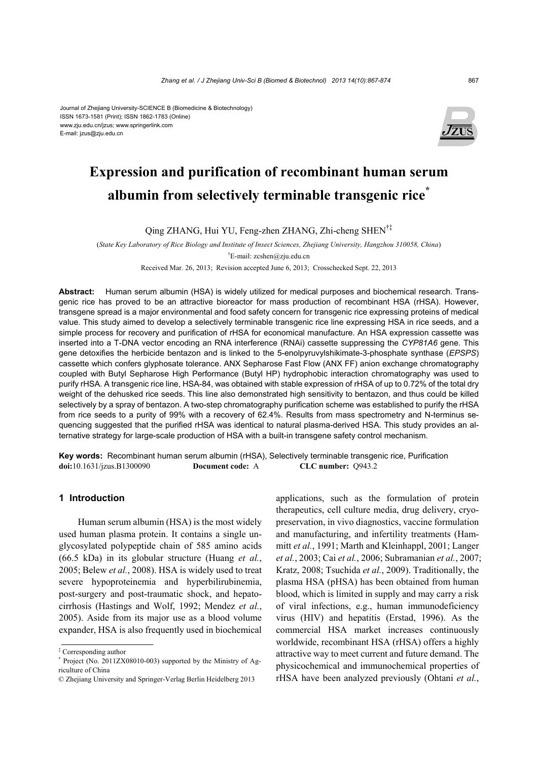Journal of Zhejiang University-SCIENCE B (Biomedicine & Biotechnology)
ISSN 1673-1581 (Print); ISSN 1862-1783 (Online)
www.zju.edu.cn/jzus; www.springerlink.com
E-mail: jzus@zju.edu.cn

# Expression and purification of recombinant human serum albumin from selectively terminable transgenic rice*

Qing ZHANG, Hui YU, Feng-zhen ZHANG, Zhi-cheng SHEN†‡

(*State Key Laboratory of Rice Biology and Institute of Insect Sciences, Zhejiang University, Hangzhou 310058, China*)

†E-mail: zcshen@zju.edu.cn

Received Mar. 26, 2013; Revision accepted June 6, 2013; Crosschecked Sept. 22, 2013

**Abstract:** Human serum albumin (HSA) is widely utilized for medical purposes and biochemical research. Transgenic rice has proved to be an attractive bioreactor for mass production of recombinant HSA (rHSA). However, transgene spread is a major environmental and food safety concern for transgenic rice expressing proteins of medical value. This study aimed to develop a selectively terminable transgenic rice line expressing HSA in rice seeds, and a simple process for recovery and purification of rHSA for economical manufacture. An HSA expression cassette was inserted into a T-DNA vector encoding an RNA interference (RNAi) cassette suppressing the *CYP81A6* gene. This gene detoxifies the herbicide bentazon and is linked to the 5-enolpyruvylshikimate-3-phosphate synthase (*EPSPS*) cassette which confers glyphosate tolerance. ANX Sepharose Fast Flow (ANX FF) anion exchange chromatography coupled with Butyl Sepharose High Performance (Butyl HP) hydrophobic interaction chromatography was used to purify rHSA. A transgenic rice line, HSA-84, was obtained with stable expression of rHSA of up to 0.72% of the total dry weight of the dehusked rice seeds. This line also demonstrated high sensitivity to bentazon, and thus could be killed selectively by a spray of bentazon. A two-step chromatography purification scheme was established to purify the rHSA from rice seeds to a purity of 99% with a recovery of 62.4%. Results from mass spectrometry and N-terminus sequencing suggested that the purified rHSA was identical to natural plasma-derived HSA. This study provides an alternative strategy for large-scale production of HSA with a built-in transgene safety control mechanism.

**Key words:** Recombinant human serum albumin (rHSA), Selectively terminable transgenic rice, Purification
**doi:**10.1631/jzus.B1300090 **Document code:** A **CLC number:** Q943.2

## 1 Introduction

Human serum albumin (HSA) is the most widely used human plasma protein. It contains a single unglycosylated polypeptide chain of 585 amino acids (66.5 kDa) in its globular structure (Huang *et al.*, 2005; Belew *et al.*, 2008). HSA is widely used to treat severe hypoproteinemia and hyperbilirubinemia, post-surgery and post-traumatic shock, and hepatocirrhosis (Hastings and Wolf, 1992; Mendez *et al.*, 2005). Aside from its major use as a blood volume expander, HSA is also frequently used in biochemical applications, such as the formulation of protein therapeutics, cell culture media, drug delivery, cryopreservation, in vivo diagnostics, vaccine formulation and manufacturing, and infertility treatments (Hammitt *et al.*, 1991; Marth and Kleinhappl, 2001; Langer *et al.*, 2003; Cai *et al.*, 2006; Subramanian *et al.*, 2007; Kratz, 2008; Tsuchida *et al.*, 2009). Traditionally, the plasma HSA (pHSA) has been obtained from human blood, which is limited in supply and may carry a risk of viral infections, e.g., human immunodeficiency virus (HIV) and hepatitis (Erstad, 1996). As the commercial HSA market increases continuously worldwide, recombinant HSA (rHSA) offers a highly attractive way to meet current and future demand. The physicochemical and immunochemical properties of rHSA have been analyzed previously (Ohtani *et al.*,

‡ Corresponding author

\* Project (No. 2011ZX08010-003) supported by the Ministry of Agriculture of China

© Zhejiang University and Springer-Verlag Berlin Heidelberg 2013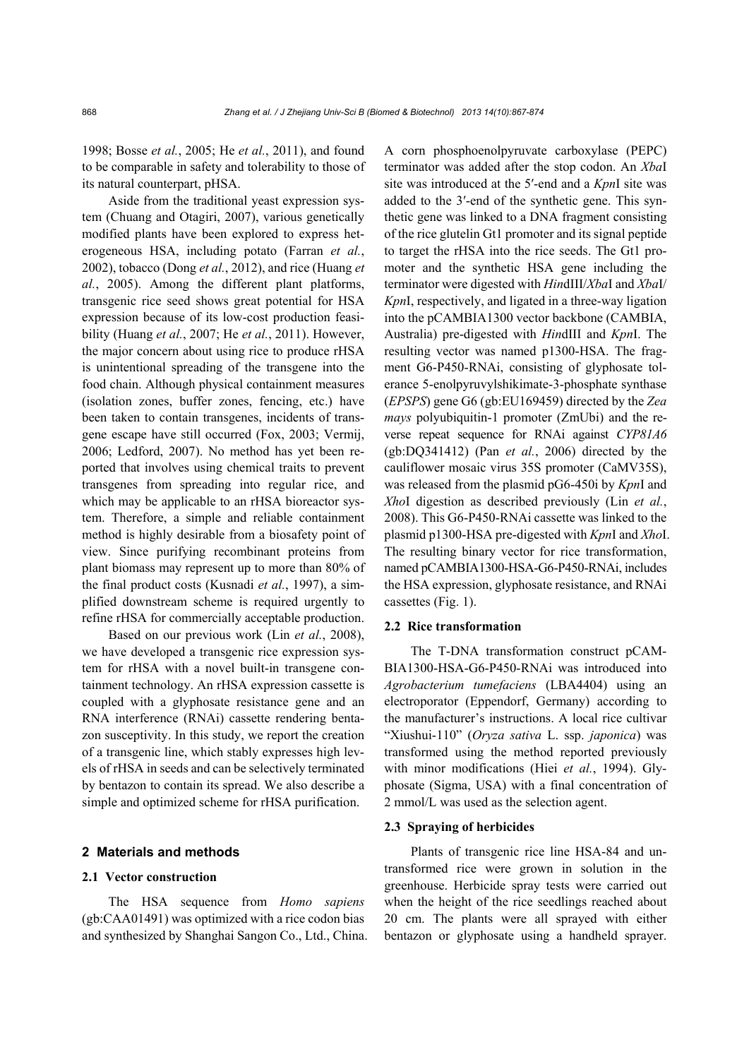1998; Bosse *et al.*, 2005; He *et al.*, 2011), and found to be comparable in safety and tolerability to those of its natural counterpart, pHSA.

Aside from the traditional yeast expression system (Chuang and Otagiri, 2007), various genetically modified plants have been explored to express heterogeneous HSA, including potato (Farran *et al.*, 2002), tobacco (Dong *et al.*, 2012), and rice (Huang *et al.*, 2005). Among the different plant platforms, transgenic rice seed shows great potential for HSA expression because of its low-cost production feasibility (Huang *et al.*, 2007; He *et al.*, 2011). However, the major concern about using rice to produce rHSA is unintentional spreading of the transgene into the food chain. Although physical containment measures (isolation zones, buffer zones, fencing, etc.) have been taken to contain transgenes, incidents of transgene escape have still occurred (Fox, 2003; Vermij, 2006; Ledford, 2007). No method has yet been reported that involves using chemical traits to prevent transgenes from spreading into regular rice, and which may be applicable to an rHSA bioreactor system. Therefore, a simple and reliable containment method is highly desirable from a biosafety point of view. Since purifying recombinant proteins from plant biomass may represent up to more than 80% of the final product costs (Kusnadi *et al.*, 1997), a simplified downstream scheme is required urgently to refine rHSA for commercially acceptable production.

Based on our previous work (Lin *et al.*, 2008), we have developed a transgenic rice expression system for rHSA with a novel built-in transgene containment technology. An rHSA expression cassette is coupled with a glyphosate resistance gene and an RNA interference (RNAi) cassette rendering bentazon susceptivity. In this study, we report the creation of a transgenic line, which stably expresses high levels of rHSA in seeds and can be selectively terminated by bentazon to contain its spread. We also describe a simple and optimized scheme for rHSA purification.

## 2 Materials and methods

### 2.1 Vector construction

The HSA sequence from *Homo sapiens* (gb:CAA01491) was optimized with a rice codon bias and synthesized by Shanghai Sangon Co., Ltd., China. A corn phosphoenolpyruvate carboxylase (PEPC) terminator was added after the stop codon. An *Xba*I site was introduced at the 5′-end and a *Kpn*I site was added to the 3′-end of the synthetic gene. This synthetic gene was linked to a DNA fragment consisting of the rice glutelin Gt1 promoter and its signal peptide to target the rHSA into the rice seeds. The Gt1 promoter and the synthetic HSA gene including the terminator were digested with *Hin*dIII/*Xba*I and *Xba*I/*Kpn*I, respectively, and ligated in a three-way ligation into the pCAMBIA1300 vector backbone (CAMBIA, Australia) pre-digested with *Hin*dIII and *Kpn*I. The resulting vector was named p1300-HSA. The fragment G6-P450-RNAi, consisting of glyphosate tolerance 5-enolpyruvylshikimate-3-phosphate synthase (*EPSPS*) gene G6 (gb:EU169459) directed by the *Zea mays* polyubiquitin-1 promoter (ZmUbi) and the reverse repeat sequence for RNAi against *CYP81A6* (gb:DQ341412) (Pan *et al.*, 2006) directed by the cauliflower mosaic virus 35S promoter (CaMV35S), was released from the plasmid pG6-450i by *Kpn*I and *Xho*I digestion as described previously (Lin *et al.*, 2008). This G6-P450-RNAi cassette was linked to the plasmid p1300-HSA pre-digested with *Kpn*I and *Xho*I. The resulting binary vector for rice transformation, named pCAMBIA1300-HSA-G6-P450-RNAi, includes the HSA expression, glyphosate resistance, and RNAi cassettes (Fig. 1).

### 2.2 Rice transformation

The T-DNA transformation construct pCAMBIA1300-HSA-G6-P450-RNAi was introduced into *Agrobacterium tumefaciens* (LBA4404) using an electroporator (Eppendorf, Germany) according to the manufacturer's instructions. A local rice cultivar "Xiushui-110" (*Oryza sativa* L. ssp. *japonica*) was transformed using the method reported previously with minor modifications (Hiei *et al.*, 1994). Glyphosate (Sigma, USA) with a final concentration of 2 mmol/L was used as the selection agent.

### 2.3 Spraying of herbicides

Plants of transgenic rice line HSA-84 and untransformed rice were grown in solution in the greenhouse. Herbicide spray tests were carried out when the height of the rice seedlings reached about 20 cm. The plants were all sprayed with either bentazon or glyphosate using a handheld sprayer.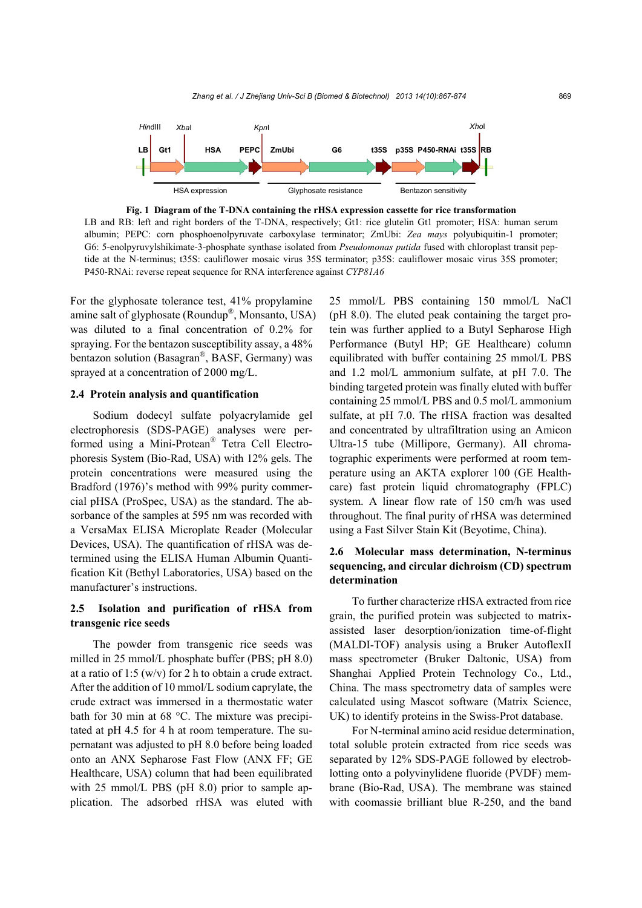**Fig. 1 Diagram of the T-DNA containing the rHSA expression cassette for rice transformation**

LB and RB: left and right borders of the T-DNA, respectively; Gt1: rice glutelin Gt1 promoter; HSA: human serum albumin; PEPC: corn phosphoenolpyruvate carboxylase terminator; ZmUbi: *Zea mays* polyubiquitin-1 promoter; G6: 5-enolpyruvylshikimate-3-phosphate synthase isolated from *Pseudomonas putida* fused with chloroplast transit peptide at the N-terminus; t35S: cauliflower mosaic virus 35S terminator; p35S: cauliflower mosaic virus 35S promoter; P450-RNAi: reverse repeat sequence for RNA interference against *CYP81A6*

For the glyphosate tolerance test, 41% propylamine amine salt of glyphosate (Roundup®, Monsanto, USA) was diluted to a final concentration of 0.2% for spraying. For the bentazon susceptibility assay, a 48% bentazon solution (Basagran®, BASF, Germany) was sprayed at a concentration of 2000 mg/L.

### 2.4 Protein analysis and quantification

Sodium dodecyl sulfate polyacrylamide gel electrophoresis (SDS-PAGE) analyses were performed using a Mini-Protean® Tetra Cell Electrophoresis System (Bio-Rad, USA) with 12% gels. The protein concentrations were measured using the Bradford (1976)'s method with 99% purity commercial pHSA (ProSpec, USA) as the standard. The absorbance of the samples at 595 nm was recorded with a VersaMax ELISA Microplate Reader (Molecular Devices, USA). The quantification of rHSA was determined using the ELISA Human Albumin Quantification Kit (Bethyl Laboratories, USA) based on the manufacturer's instructions.

### 2.5 Isolation and purification of rHSA from transgenic rice seeds

The powder from transgenic rice seeds was milled in 25 mmol/L phosphate buffer (PBS; pH 8.0) at a ratio of 1:5 (w/v) for 2 h to obtain a crude extract. After the addition of 10 mmol/L sodium caprylate, the crude extract was immersed in a thermostatic water bath for 30 min at 68 °C. The mixture was precipitated at pH 4.5 for 4 h at room temperature. The supernatant was adjusted to pH 8.0 before being loaded onto an ANX Sepharose Fast Flow (ANX FF; GE Healthcare, USA) column that had been equilibrated with 25 mmol/L PBS (pH 8.0) prior to sample application. The adsorbed rHSA was eluted with 25 mmol/L PBS containing 150 mmol/L NaCl (pH 8.0). The eluted peak containing the target protein was further applied to a Butyl Sepharose High Performance (Butyl HP; GE Healthcare) column equilibrated with buffer containing 25 mmol/L PBS and 1.2 mol/L ammonium sulfate, at pH 7.0. The binding targeted protein was finally eluted with buffer containing 25 mmol/L PBS and 0.5 mol/L ammonium sulfate, at pH 7.0. The rHSA fraction was desalted and concentrated by ultrafiltration using an Amicon Ultra-15 tube (Millipore, Germany). All chromatographic experiments were performed at room temperature using an AKTA explorer 100 (GE Healthcare) fast protein liquid chromatography (FPLC) system. A linear flow rate of 150 cm/h was used throughout. The final purity of rHSA was determined using a Fast Silver Stain Kit (Beyotime, China).

### 2.6 Molecular mass determination, N-terminus sequencing, and circular dichroism (CD) spectrum determination

To further characterize rHSA extracted from rice grain, the purified protein was subjected to matrix-assisted laser desorption/ionization time-of-flight (MALDI-TOF) analysis using a Bruker AutoflexII mass spectrometer (Bruker Daltonic, USA) from Shanghai Applied Protein Technology Co., Ltd., China. The mass spectrometry data of samples were calculated using Mascot software (Matrix Science, UK) to identify proteins in the Swiss-Prot database.

For N-terminal amino acid residue determination, total soluble protein extracted from rice seeds was separated by 12% SDS-PAGE followed by electroblotting onto a polyvinylidene fluoride (PVDF) membrane (Bio-Rad, USA). The membrane was stained with coomassie brilliant blue R-250, and the band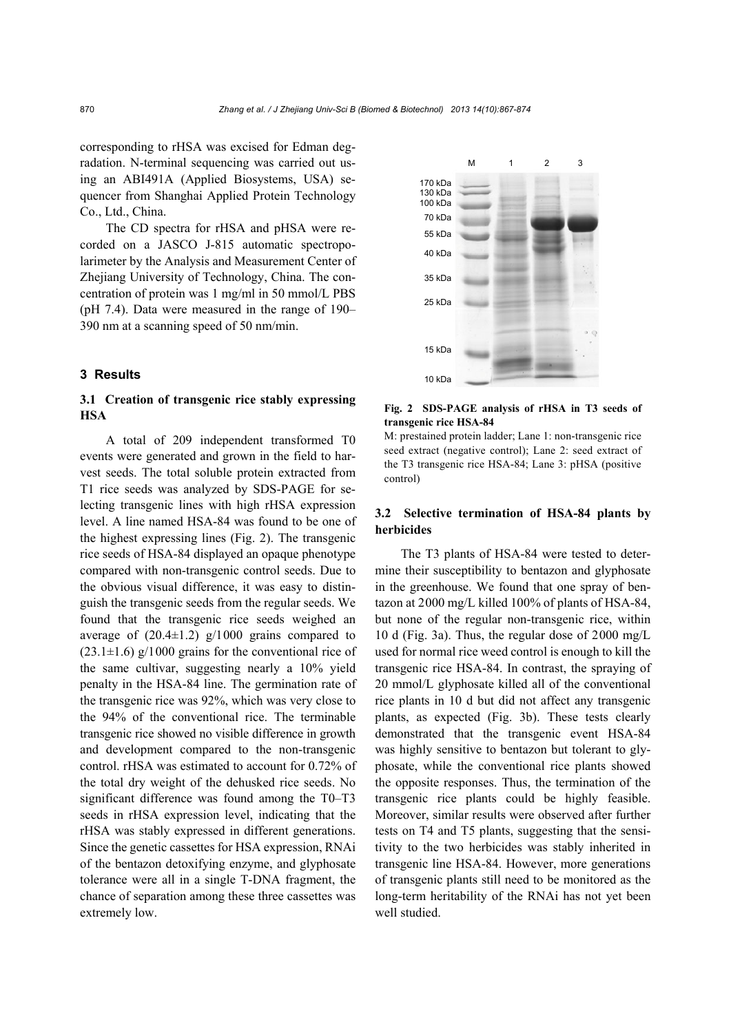corresponding to rHSA was excised for Edman degradation. N-terminal sequencing was carried out using an ABI491A (Applied Biosystems, USA) sequencer from Shanghai Applied Protein Technology Co., Ltd., China.

The CD spectra for rHSA and pHSA were recorded on a JASCO J-815 automatic spectropolarimeter by the Analysis and Measurement Center of Zhejiang University of Technology, China. The concentration of protein was 1 mg/ml in 50 mmol/L PBS (pH 7.4). Data were measured in the range of 190–390 nm at a scanning speed of 50 nm/min.

## 3 Results

### 3.1 Creation of transgenic rice stably expressing HSA

A total of 209 independent transformed T0 events were generated and grown in the field to harvest seeds. The total soluble protein extracted from T1 rice seeds was analyzed by SDS-PAGE for selecting transgenic lines with high rHSA expression level. A line named HSA-84 was found to be one of the highest expressing lines (Fig. 2). The transgenic rice seeds of HSA-84 displayed an opaque phenotype compared with non-transgenic control seeds. Due to the obvious visual difference, it was easy to distinguish the transgenic seeds from the regular seeds. We found that the transgenic rice seeds weighed an average of (20.4±1.2) g/1000 grains compared to (23.1±1.6) g/1000 grains for the conventional rice of the same cultivar, suggesting nearly a 10% yield penalty in the HSA-84 line. The germination rate of the transgenic rice was 92%, which was very close to the 94% of the conventional rice. The terminable transgenic rice showed no visible difference in growth and development compared to the non-transgenic control. rHSA was estimated to account for 0.72% of the total dry weight of the dehusked rice seeds. No significant difference was found among the T0–T3 seeds in rHSA expression level, indicating that the rHSA was stably expressed in different generations. Since the genetic cassettes for HSA expression, RNAi of the bentazon detoxifying enzyme, and glyphosate tolerance were all in a single T-DNA fragment, the chance of separation among these three cassettes was extremely low.

**Fig. 2 SDS-PAGE analysis of rHSA in T3 seeds of transgenic rice HSA-84**

M: prestained protein ladder; Lane 1: non-transgenic rice seed extract (negative control); Lane 2: seed extract of the T3 transgenic rice HSA-84; Lane 3: pHSA (positive control)

### 3.2 Selective termination of HSA-84 plants by herbicides

The T3 plants of HSA-84 were tested to determine their susceptibility to bentazon and glyphosate in the greenhouse. We found that one spray of bentazon at 2000 mg/L killed 100% of plants of HSA-84, but none of the regular non-transgenic rice, within 10 d (Fig. 3a). Thus, the regular dose of 2000 mg/L used for normal rice weed control is enough to kill the transgenic rice HSA-84. In contrast, the spraying of 20 mmol/L glyphosate killed all of the conventional rice plants in 10 d but did not affect any transgenic plants, as expected (Fig. 3b). These tests clearly demonstrated that the transgenic event HSA-84 was highly sensitive to bentazon but tolerant to glyphosate, while the conventional rice plants showed the opposite responses. Thus, the termination of the transgenic rice plants could be highly feasible. Moreover, similar results were observed after further tests on T4 and T5 plants, suggesting that the sensitivity to the two herbicides was stably inherited in transgenic line HSA-84. However, more generations of transgenic plants still need to be monitored as the long-term heritability of the RNAi has not yet been well studied.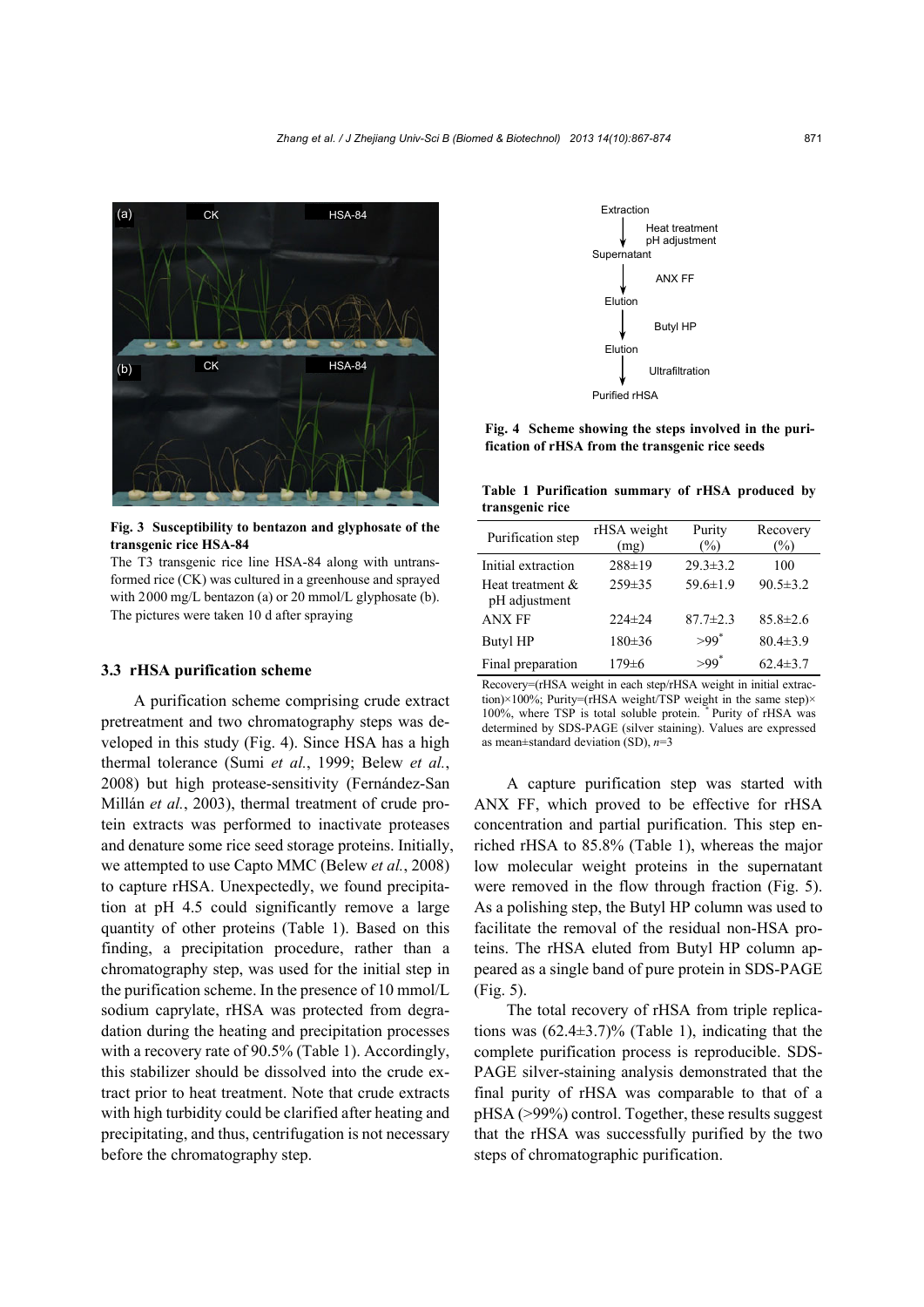Fig. 3 Susceptibility to bentazon and glyphosate of the transgenic rice HSA-84

The T3 transgenic rice line HSA-84 along with untransformed rice (CK) was cultured in a greenhouse and sprayed with 2000 mg/L bentazon (a) or 20 mmol/L glyphosate (b). The pictures were taken 10 d after spraying

### 3.3 rHSA purification scheme

A purification scheme comprising crude extract pretreatment and two chromatography steps was developed in this study (Fig. 4). Since HSA has a high thermal tolerance (Sumi *et al.*, 1999; Belew *et al.*, 2008) but high protease-sensitivity (Fernández-San Millán *et al.*, 2003), thermal treatment of crude protein extracts was performed to inactivate proteases and denature some rice seed storage proteins. Initially, we attempted to use Capto MMC (Belew *et al.*, 2008) to capture rHSA. Unexpectedly, we found precipitation at pH 4.5 could significantly remove a large quantity of other proteins (Table 1). Based on this finding, a precipitation procedure, rather than a chromatography step, was used for the initial step in the purification scheme. In the presence of 10 mmol/L sodium caprylate, rHSA was protected from degradation during the heating and precipitation processes with a recovery rate of 90.5% (Table 1). Accordingly, this stabilizer should be dissolved into the crude extract prior to heat treatment. Note that crude extracts with high turbidity could be clarified after heating and precipitating, and thus, centrifugation is not necessary before the chromatography step.

Extraction → (Heat treatment, pH adjustment) → Supernatant → (ANX FF) → Elution → (Butyl HP) → Elution → (Ultrafiltration) → Purified rHSA

Fig. 4 Scheme showing the steps involved in the purification of rHSA from the transgenic rice seeds

Table 1 Purification summary of rHSA produced by transgenic rice

| Purification step | rHSA weight (mg) | Purity (%) | Recovery (%) |
|---|---|---|---|
| Initial extraction | 288±19 | 29.3±3.2 | 100 |
| Heat treatment & pH adjustment | 259±35 | 59.6±1.9 | 90.5±3.2 |
| ANX FF | 224±24 | 87.7±2.3 | 85.8±2.6 |
| Butyl HP | 180±36 | >99* | 80.4±3.9 |
| Final preparation | 179±6 | >99* | 62.4±3.7 |

Recovery=(rHSA weight in each step/rHSA weight in initial extraction)×100%; Purity=(rHSA weight/TSP weight in the same step)×100%, where TSP is total soluble protein. * Purity of rHSA was determined by SDS-PAGE (silver staining). Values are expressed as mean±standard deviation (SD), $n=3$

A capture purification step was started with ANX FF, which proved to be effective for rHSA concentration and partial purification. This step enriched rHSA to 85.8% (Table 1), whereas the major low molecular weight proteins in the supernatant were removed in the flow through fraction (Fig. 5). As a polishing step, the Butyl HP column was used to facilitate the removal of the residual non-HSA proteins. The rHSA eluted from Butyl HP column appeared as a single band of pure protein in SDS-PAGE (Fig. 5).

The total recovery of rHSA from triple replications was (62.4±3.7)% (Table 1), indicating that the complete purification process is reproducible. SDS-PAGE silver-staining analysis demonstrated that the final purity of rHSA was comparable to that of a pHSA (>99%) control. Together, these results suggest that the rHSA was successfully purified by the two steps of chromatographic purification.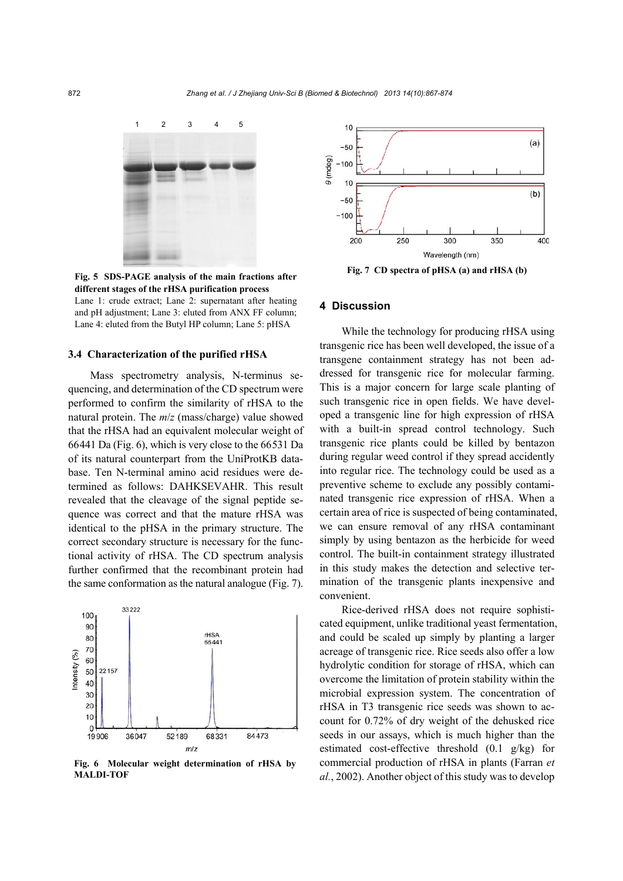Fig. 5 **SDS-PAGE analysis of the main fractions after different stages of the rHSA purification process**

Lane 1: crude extract; Lane 2: supernatant after heating and pH adjustment; Lane 3: eluted from ANX FF column; Lane 4: eluted from the Butyl HP column; Lane 5: pHSA

### 3.4 Characterization of the purified rHSA

Mass spectrometry analysis, N-terminus sequencing, and determination of the CD spectrum were performed to confirm the similarity of rHSA to the natural protein. The *m*/*z* (mass/charge) value showed that the rHSA had an equivalent molecular weight of 66441 Da (Fig. 6), which is very close to the 66531 Da of its natural counterpart from the UniProtKB database. Ten N-terminal amino acid residues were determined as follows: DAHKSEVAHR. This result revealed that the cleavage of the signal peptide sequence was correct and the mature rHSA was identical to the pHSA in the primary structure. The correct secondary structure is necessary for the functional activity of rHSA. The CD spectrum analysis further confirmed that the recombinant protein had the same conformation as the natural analogue (Fig. 7).

**Fig. 6 Molecular weight determination of rHSA by MALDI-TOF**

**Fig. 7 CD spectra of pHSA (a) and rHSA (b)**

## 4 Discussion

While the technology for producing rHSA using transgenic rice has been well developed, the issue of a transgene containment strategy has not been addressed for transgenic rice for molecular farming. This is a major concern for large scale planting of such transgenic rice in open fields. We have developed a transgenic line for high expression of rHSA with a built-in spread control technology. Such transgenic rice plants could be killed by bentazon during regular weed control if they spread accidently into regular rice. The technology could be used as a preventive scheme to exclude any possibly contaminated transgenic rice expression of rHSA. When a certain area of rice is suspected of being contaminated, we can ensure removal of any rHSA contaminant simply by using bentazon as the herbicide for weed control. The built-in containment strategy illustrated in this study makes the detection and selective termination of the transgenic plants inexpensive and convenient.

Rice-derived rHSA does not require sophisticated equipment, unlike traditional yeast fermentation, and could be scaled up simply by planting a larger acreage of transgenic rice. Rice seeds also offer a low hydrolytic condition for storage of rHSA, which can overcome the limitation of protein stability within the microbial expression system. The concentration of rHSA in T3 transgenic rice seeds was shown to account for 0.72% of dry weight of the dehusked rice seeds in our assays, which is much higher than the estimated cost-effective threshold (0.1 g/kg) for commercial production of rHSA in plants (Farran *et al.*, 2002). Another object of this study was to develop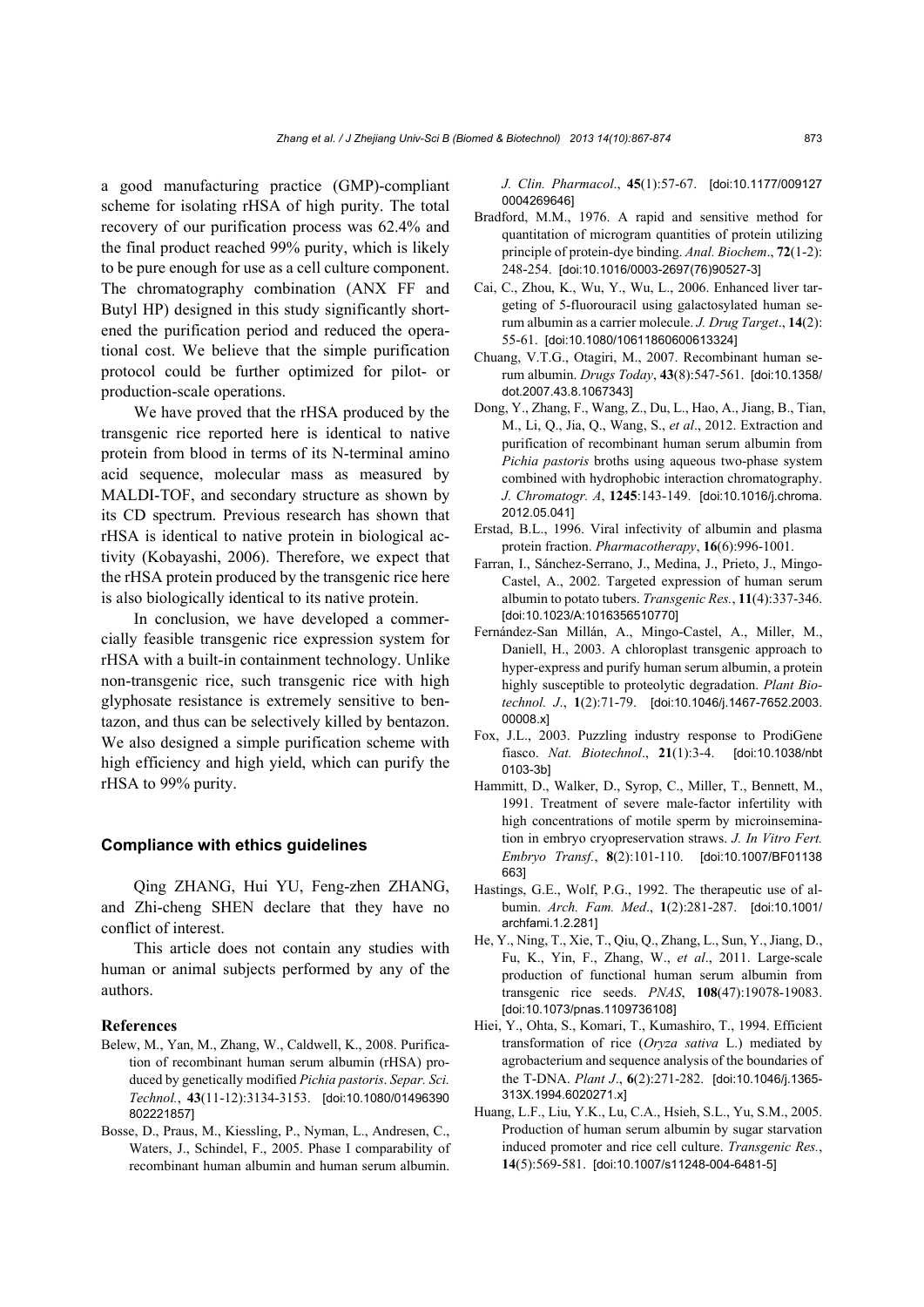a good manufacturing practice (GMP)-compliant scheme for isolating rHSA of high purity. The total recovery of our purification process was 62.4% and the final product reached 99% purity, which is likely to be pure enough for use as a cell culture component. The chromatography combination (ANX FF and Butyl HP) designed in this study significantly shortened the purification period and reduced the operational cost. We believe that the simple purification protocol could be further optimized for pilot- or production-scale operations.

We have proved that the rHSA produced by the transgenic rice reported here is identical to native protein from blood in terms of its N-terminal amino acid sequence, molecular mass as measured by MALDI-TOF, and secondary structure as shown by its CD spectrum. Previous research has shown that rHSA is identical to native protein in biological activity (Kobayashi, 2006). Therefore, we expect that the rHSA protein produced by the transgenic rice here is also biologically identical to its native protein.

In conclusion, we have developed a commercially feasible transgenic rice expression system for rHSA with a built-in containment technology. Unlike non-transgenic rice, such transgenic rice with high glyphosate resistance is extremely sensitive to bentazon, and thus can be selectively killed by bentazon. We also designed a simple purification scheme with high efficiency and high yield, which can purify the rHSA to 99% purity.

### Compliance with ethics guidelines

Qing ZHANG, Hui YU, Feng-zhen ZHANG, and Zhi-cheng SHEN declare that they have no conflict of interest.

This article does not contain any studies with human or animal subjects performed by any of the authors.

### References

Belew, M., Yan, M., Zhang, W., Caldwell, K., 2008. Purification of recombinant human serum albumin (rHSA) produced by genetically modified *Pichia pastoris*. *Separ. Sci. Technol.*, **43**(11-12):3134-3153. [doi:10.1080/01496390802221857]

Bosse, D., Praus, M., Kiessling, P., Nyman, L., Andresen, C., Waters, J., Schindel, F., 2005. Phase I comparability of recombinant human albumin and human serum albumin. *J. Clin. Pharmacol.*, **45**(1):57-67. [doi:10.1177/0091270004269646]

Bradford, M.M., 1976. A rapid and sensitive method for quantitation of microgram quantities of protein utilizing principle of protein-dye binding. *Anal. Biochem.*, **72**(1-2):248-254. [doi:10.1016/0003-2697(76)90527-3]

Cai, C., Zhou, K., Wu, Y., Wu, L., 2006. Enhanced liver targeting of 5-fluorouracil using galactosylated human serum albumin as a carrier molecule. *J. Drug Target.*, **14**(2):55-61. [doi:10.1080/10611860600613324]

Chuang, V.T.G., Otagiri, M., 2007. Recombinant human serum albumin. *Drugs Today*, **43**(8):547-561. [doi:10.1358/dot.2007.43.8.1067343]

Dong, Y., Zhang, F., Wang, Z., Du, L., Hao, A., Jiang, B., Tian, M., Li, Q., Jia, Q., Wang, S., *et al*., 2012. Extraction and purification of recombinant human serum albumin from *Pichia pastoris* broths using aqueous two-phase system combined with hydrophobic interaction chromatography. *J. Chromatogr. A*, **1245**:143-149. [doi:10.1016/j.chroma.2012.05.041]

Erstad, B.L., 1996. Viral infectivity of albumin and plasma protein fraction. *Pharmacotherapy*, **16**(6):996-1001.

Farran, I., Sánchez-Serrano, J., Medina, J., Prieto, J., Mingo-Castel, A., 2002. Targeted expression of human serum albumin to potato tubers. *Transgenic Res.*, **11**(4):337-346. [doi:10.1023/A:1016356510770]

Fernández-San Millán, A., Mingo-Castel, A., Miller, M., Daniell, H., 2003. A chloroplast transgenic approach to hyper-express and purify human serum albumin, a protein highly susceptible to proteolytic degradation. *Plant Biotechnol. J.*, **1**(2):71-79. [doi:10.1046/j.1467-7652.2003.00008.x]

Fox, J.L., 2003. Puzzling industry response to ProdiGene fiasco. *Nat. Biotechnol.*, **21**(1):3-4. [doi:10.1038/nbt0103-3b]

Hammitt, D., Walker, D., Syrop, C., Miller, T., Bennett, M., 1991. Treatment of severe male-factor infertility with high concentrations of motile sperm by microinsemination in embryo cryopreservation straws. *J. In Vitro Fert. Embryo Transf.*, **8**(2):101-110. [doi:10.1007/BF01138663]

Hastings, G.E., Wolf, P.G., 1992. The therapeutic use of albumin. *Arch. Fam. Med.*, **1**(2):281-287. [doi:10.1001/archfami.1.2.281]

He, Y., Ning, T., Xie, T., Qiu, Q., Zhang, L., Sun, Y., Jiang, D., Fu, K., Yin, F., Zhang, W., *et al*., 2011. Large-scale production of functional human serum albumin from transgenic rice seeds. *PNAS*, **108**(47):19078-19083. [doi:10.1073/pnas.1109736108]

Hiei, Y., Ohta, S., Komari, T., Kumashiro, T., 1994. Efficient transformation of rice (*Oryza sativa* L.) mediated by agrobacterium and sequence analysis of the boundaries of the T-DNA. *Plant J.*, **6**(2):271-282. [doi:10.1046/j.1365-313X.1994.6020271.x]

Huang, L.F., Liu, Y.K., Lu, C.A., Hsieh, S.L., Yu, S.M., 2005. Production of human serum albumin by sugar starvation induced promoter and rice cell culture. *Transgenic Res.*, **14**(5):569-581. [doi:10.1007/s11248-004-6481-5]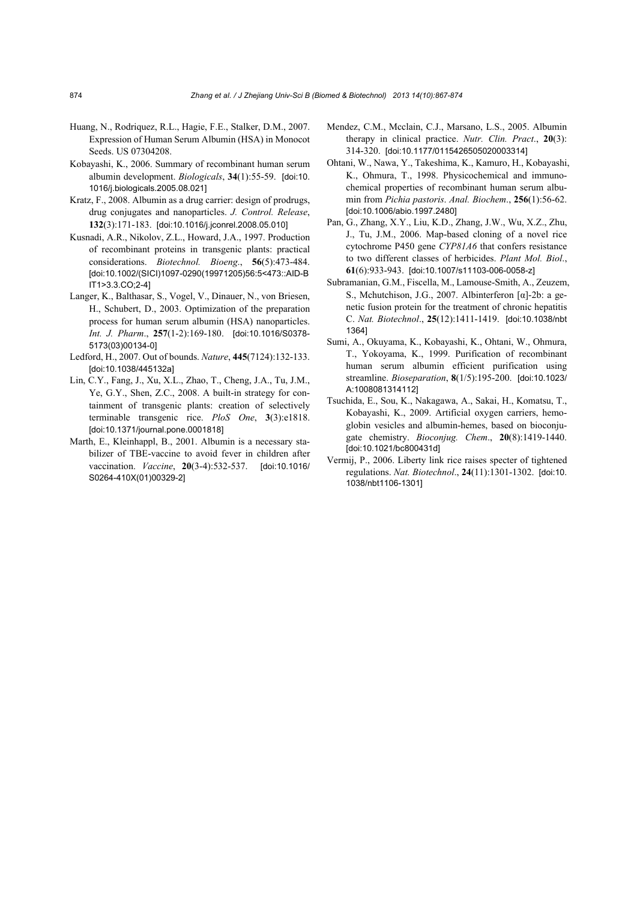Huang, N., Rodriquez, R.L., Hagie, F.E., Stalker, D.M., 2007. Expression of Human Serum Albumin (HSA) in Monocot Seeds. US 07304208.

Kobayashi, K., 2006. Summary of recombinant human serum albumin development. *Biologicals*, **34**(1):55-59. [doi:10.1016/j.biologicals.2005.08.021]

Kratz, F., 2008. Albumin as a drug carrier: design of prodrugs, drug conjugates and nanoparticles. *J. Control. Release*, **132**(3):171-183. [doi:10.1016/j.jconrel.2008.05.010]

Kusnadi, A.R., Nikolov, Z.L., Howard, J.A., 1997. Production of recombinant proteins in transgenic plants: practical considerations. *Biotechnol. Bioeng*., **56**(5):473-484. [doi:10.1002/(SICI)1097-0290(19971205)56:5<473::AID-BIT1>3.3.CO;2-4]

Langer, K., Balthasar, S., Vogel, V., Dinauer, N., von Briesen, H., Schubert, D., 2003. Optimization of the preparation process for human serum albumin (HSA) nanoparticles. *Int. J. Pharm*., **257**(1-2):169-180. [doi:10.1016/S0378-5173(03)00134-0]

Ledford, H., 2007. Out of bounds. *Nature*, **445**(7124):132-133. [doi:10.1038/445132a]

Lin, C.Y., Fang, J., Xu, X.L., Zhao, T., Cheng, J.A., Tu, J.M., Ye, G.Y., Shen, Z.C., 2008. A built-in strategy for containment of transgenic plants: creation of selectively terminable transgenic rice. *PloS One*, **3**(3):e1818. [doi:10.1371/journal.pone.0001818]

Marth, E., Kleinhappl, B., 2001. Albumin is a necessary stabilizer of TBE-vaccine to avoid fever in children after vaccination. *Vaccine*, **20**(3-4):532-537. [doi:10.1016/S0264-410X(01)00329-2]

Mendez, C.M., Mcclain, C.J., Marsano, L.S., 2005. Albumin therapy in clinical practice. *Nutr. Clin. Pract*., **20**(3):314-320. [doi:10.1177/0115426505020003314]

Ohtani, W., Nawa, Y., Takeshima, K., Kamuro, H., Kobayashi, K., Ohmura, T., 1998. Physicochemical and immunochemical properties of recombinant human serum albumin from *Pichia pastoris*. *Anal. Biochem*., **256**(1):56-62. [doi:10.1006/abio.1997.2480]

Pan, G., Zhang, X.Y., Liu, K.D., Zhang, J.W., Wu, X.Z., Zhu, J., Tu, J.M., 2006. Map-based cloning of a novel rice cytochrome P450 gene *CYP81A6* that confers resistance to two different classes of herbicides. *Plant Mol. Biol*., **61**(6):933-943. [doi:10.1007/s11103-006-0058-z]

Subramanian, G.M., Fiscella, M., Lamouse-Smith, A., Zeuzem, S., Mchutchison, J.G., 2007. Albinterferon [α]-2b: a genetic fusion protein for the treatment of chronic hepatitis C. *Nat. Biotechnol*., **25**(12):1411-1419. [doi:10.1038/nbt1364]

Sumi, A., Okuyama, K., Kobayashi, K., Ohtani, W., Ohmura, T., Yokoyama, K., 1999. Purification of recombinant human serum albumin efficient purification using streamline. *Bioseparation*, **8**(1/5):195-200. [doi:10.1023/A:1008081314112]

Tsuchida, E., Sou, K., Nakagawa, A., Sakai, H., Komatsu, T., Kobayashi, K., 2009. Artificial oxygen carriers, hemoglobin vesicles and albumin-hemes, based on bioconjugate chemistry. *Bioconjug. Chem*., **20**(8):1419-1440. [doi:10.1021/bc800431d]

Vermij, P., 2006. Liberty link rice raises specter of tightened regulations. *Nat. Biotechnol*., **24**(11):1301-1302. [doi:10.1038/nbt1106-1301]